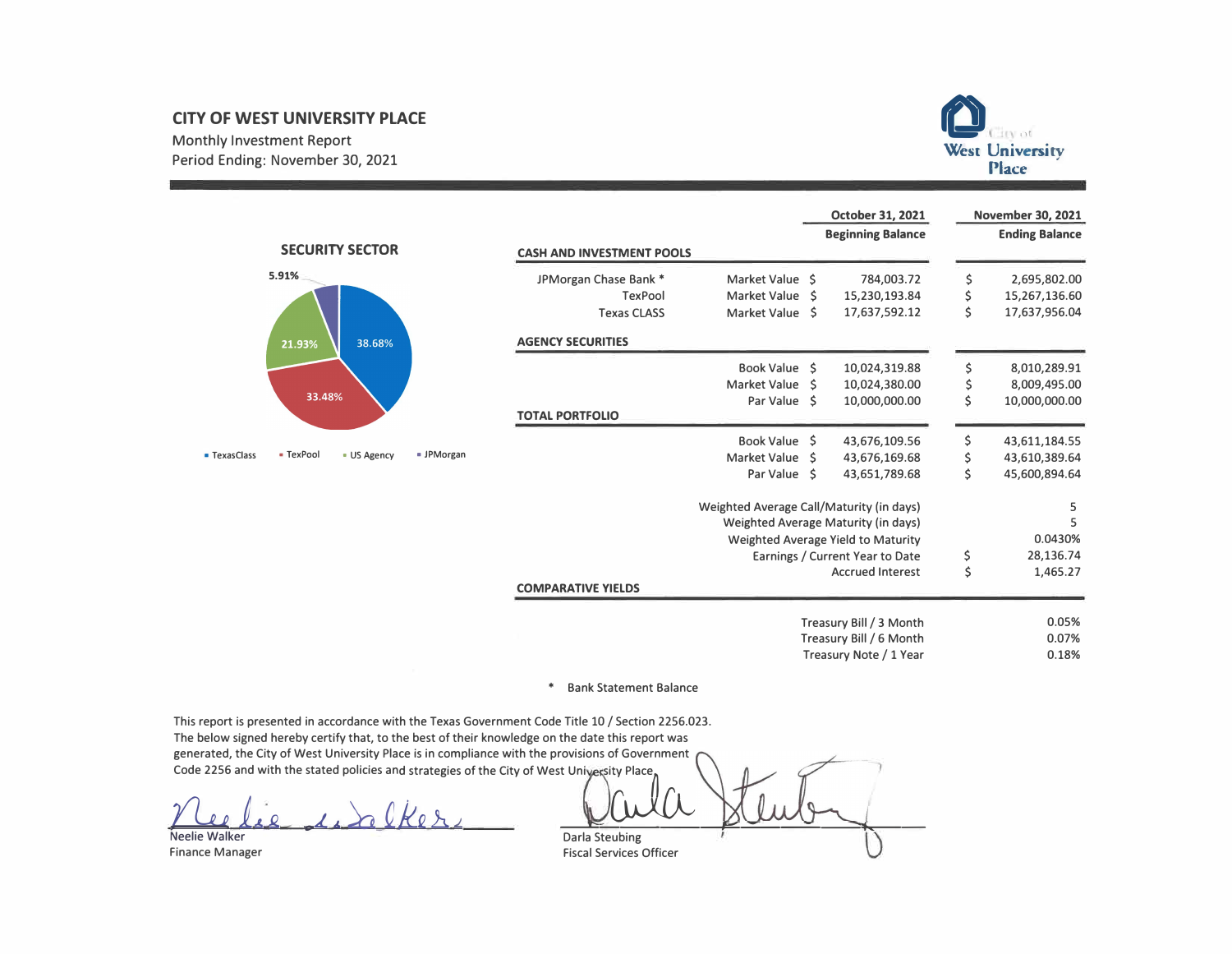# CITY OF WEST UNIVERSITY PLACE

Monthly Investment Report

Period Ending: November 30, 2021

## SECURITY SECTOR

| Sector | Percentage |
|---|---|
| TexasClass | 38.68% |
| TexPool | 33.48% |
| US Agency | 21.93% |
| JPMorgan | 5.91% |

| | | October 31, 2021 Beginning Balance | November 30, 2021 Ending Balance |
|---|---|---|---|
| **CASH AND INVESTMENT POOLS** | | | |
| JPMorgan Chase Bank * | Market Value | $ 784,003.72 | $ 2,695,802.00 |
| TexPool | Market Value | $ 15,230,193.84 | $ 15,267,136.60 |
| Texas CLASS | Market Value | $ 17,637,592.12 | $ 17,637,956.04 |
| **AGENCY SECURITIES** | | | |
| | Book Value | $ 10,024,319.88 | $ 8,010,289.91 |
| | Market Value | $ 10,024,380.00 | $ 8,009,495.00 |
| | Par Value | $ 10,000,000.00 | $ 10,000,000.00 |
| **TOTAL PORTFOLIO** | | | |
| | Book Value | $ 43,676,109.56 | $ 43,611,184.55 |
| | Market Value | $ 43,676,169.68 | $ 43,610,389.64 |
| | Par Value | $ 43,651,789.68 | $ 45,600,894.64 |
| | Weighted Average Call/Maturity (in days) | | 5 |
| | Weighted Average Maturity (in days) | | 5 |
| | Weighted Average Yield to Maturity | | 0.0430% |
| | Earnings / Current Year to Date | | $ 28,136.74 |
| | Accrued Interest | | $ 1,465.27 |
| **COMPARATIVE YIELDS** | | | |
| | Treasury Bill / 3 Month | | 0.05% |
| | Treasury Bill / 6 Month | | 0.07% |
| | Treasury Note / 1 Year | | 0.18% |

\* Bank Statement Balance

This report is presented in accordance with the Texas Government Code Title 10 / Section 2256.023. The below signed hereby certify that, to the best of their knowledge on the date this report was generated, the City of West University Place is in compliance with the provisions of Government Code 2256 and with the stated policies and strategies of the City of West University Place.

Neelie Walker
Finance Manager

Darla Steubing
Fiscal Services Officer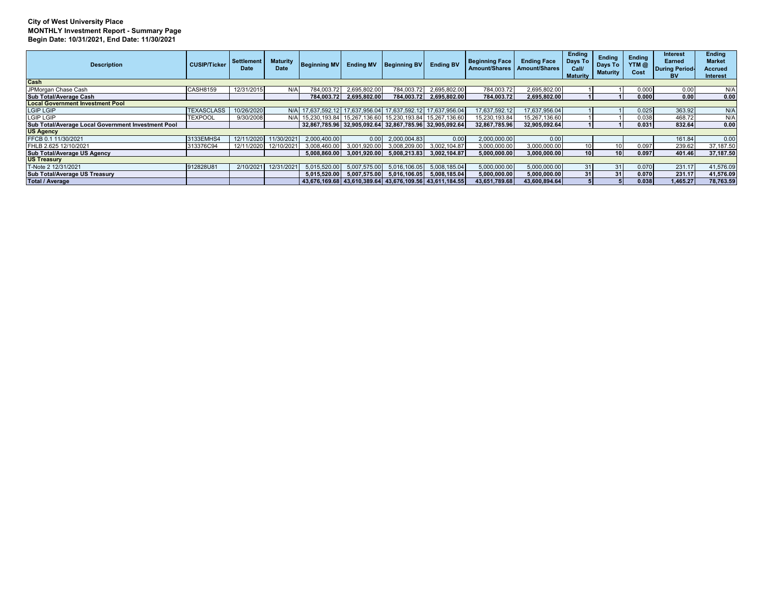**City of West University Place**
**MONTHLY Investment Report - Summary Page**
**Begin Date: 10/31/2021, End Date: 11/30/2021**

| Description | CUSIP/Ticker | Settlement Date | Maturity Date | Beginning MV | Ending MV | Beginning BV | Ending BV | Beginning Face Amount/Shares | Ending Face Amount/Shares | Ending Days To Call/ Maturity | Ending Days To Maturity | Ending YTM @ Cost | Interest Earned During Period-BV | Ending Market Accrued Interest |
|---|---|---|---|---|---|---|---|---|---|---|---|---|---|---|
| **Cash** | | | | | | | | | | | | | | |
| JPMorgan Chase Cash | CASH8159 | 12/31/2015 | N/A | 784,003.72 | 2,695,802.00 | 784,003.72 | 2,695,802.00 | 784,003.72 | 2,695,802.00 | 1 | 1 | 0.000 | 0.00 | N/A |
| **Sub Total/Average Cash** | | | | **784,003.72** | **2,695,802.00** | **784,003.72** | **2,695,802.00** | **784,003.72** | **2,695,802.00** | **1** | **1** | **0.000** | **0.00** | **0.00** |
| **Local Government Investment Pool** | | | | | | | | | | | | | | |
| LGIP LGIP | TEXASCLASS | 10/26/2020 | N/A | 17,637,592.12 | 17,637,956.04 | 17,637,592.12 | 17,637,956.04 | 17,637,592.12 | 17,637,956.04 | 1 | 1 | 0.025 | 363.92 | N/A |
| LGIP LGIP | TEXPOOL | 9/30/2008 | N/A | 15,230,193.84 | 15,267,136.60 | 15,230,193.84 | 15,267,136.60 | 15,230,193.84 | 15,267,136.60 | 1 | 1 | 0.038 | 468.72 | N/A |
| **Sub Total/Average Local Government Investment Pool** | | | | **32,867,785.96** | **32,905,092.64** | **32,867,785.96** | **32,905,092.64** | **32,867,785.96** | **32,905,092.64** | **1** | **1** | **0.031** | **832.64** | **0.00** |
| **US Agency** | | | | | | | | | | | | | | |
| FFCB 0.1 11/30/2021 | 3133EMHS4 | 12/11/2020 | 11/30/2021 | 2,000,400.00 | 0.00 | 2,000,004.83 | 0.00 | 2,000,000.00 | 0.00 | | | | 161.84 | 0.00 |
| FHLB 2.625 12/10/2021 | 313376C94 | 12/11/2020 | 12/10/2021 | 3,008,460.00 | 3,001,920.00 | 3,008,209.00 | 3,002,104.87 | 3,000,000.00 | 3,000,000.00 | 10 | 10 | 0.097 | 239.62 | 37,187.50 |
| **Sub Total/Average US Agency** | | | | **5,008,860.00** | **3,001,920.00** | **5,008,213.83** | **3,002,104.87** | **5,000,000.00** | **3,000,000.00** | **10** | **10** | **0.097** | **401.46** | **37,187.50** |
| **US Treasury** | | | | | | | | | | | | | | |
| T-Note 2 12/31/2021 | 912828U81 | 2/10/2021 | 12/31/2021 | 5,015,520.00 | 5,007,575.00 | 5,016,106.05 | 5,008,185.04 | 5,000,000.00 | 5,000,000.00 | 31 | 31 | 0.070 | 231.17 | 41,576.09 |
| **Sub Total/Average US Treasury** | | | | **5,015,520.00** | **5,007,575.00** | **5,016,106.05** | **5,008,185.04** | **5,000,000.00** | **5,000,000.00** | **31** | **31** | **0.070** | **231.17** | **41,576.09** |
| **Total / Average** | | | | **43,676,169.68** | **43,610,389.64** | **43,676,109.56** | **43,611,184.55** | **43,651,789.68** | **43,600,894.64** | **5** | **5** | **0.038** | **1,465.27** | **78,763.59** |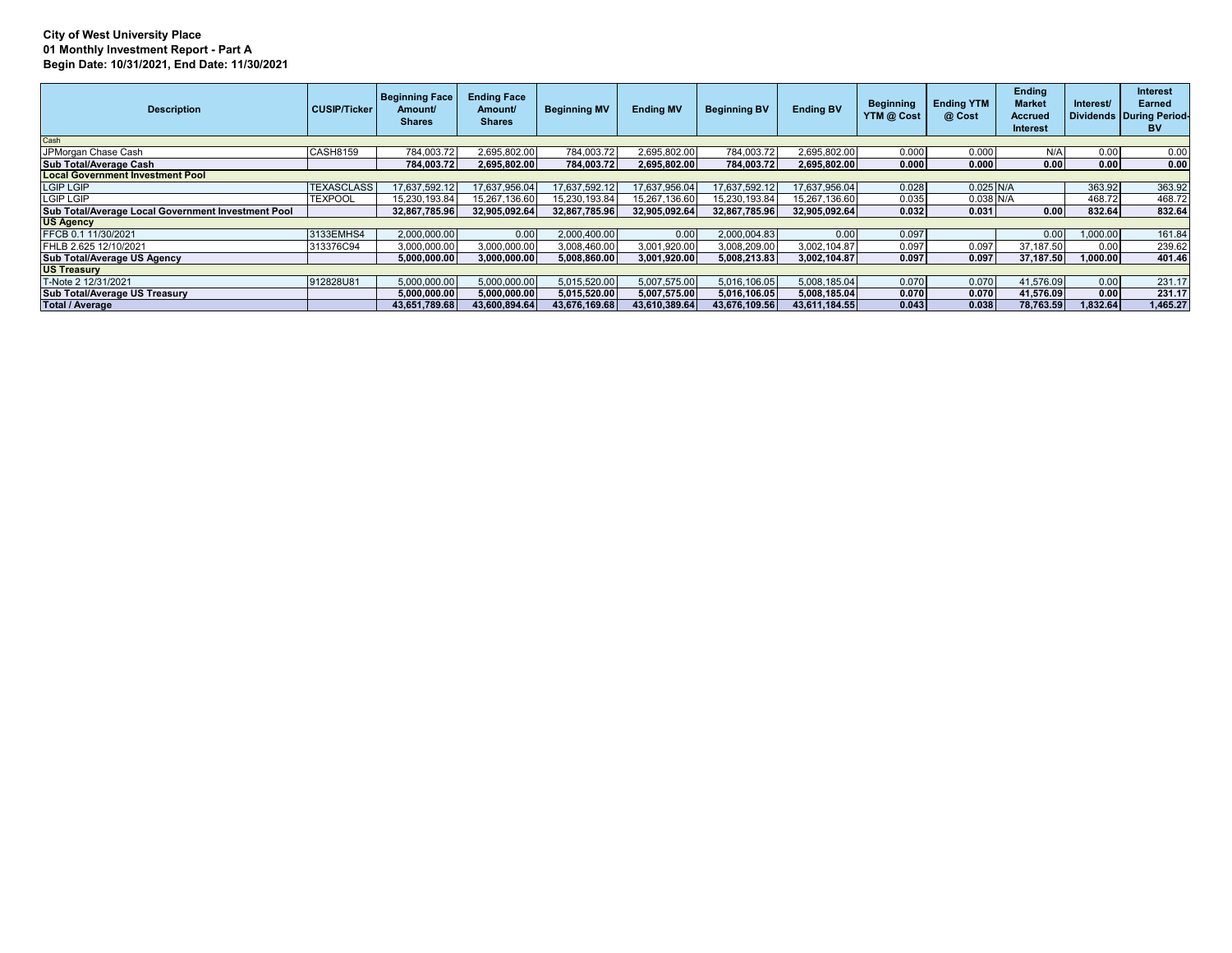**City of West University Place**
**01 Monthly Investment Report - Part A**
**Begin Date: 10/31/2021, End Date: 11/30/2021**

| Description | CUSIP/Ticker | Beginning Face Amount/ Shares | Ending Face Amount/ Shares | Beginning MV | Ending MV | Beginning BV | Ending BV | Beginning YTM @ Cost | Ending YTM @ Cost | Ending Market Accrued Interest | Interest/ Dividends | Interest Earned During Period-BV |
|---|---|---|---|---|---|---|---|---|---|---|---|---|
| Cash | | | | | | | | | | | | |
| JPMorgan Chase Cash | CASH8159 | 784,003.72 | 2,695,802.00 | 784,003.72 | 2,695,802.00 | 784,003.72 | 2,695,802.00 | 0.000 | 0.000 | N/A | 0.00 | 0.00 |
| **Sub Total/Average Cash** | | **784,003.72** | **2,695,802.00** | **784,003.72** | **2,695,802.00** | **784,003.72** | **2,695,802.00** | **0.000** | **0.000** | **0.00** | **0.00** | **0.00** |
| **Local Government Investment Pool** | | | | | | | | | | | | |
| LGIP LGIP | TEXASCLASS | 17,637,592.12 | 17,637,956.04 | 17,637,592.12 | 17,637,956.04 | 17,637,592.12 | 17,637,956.04 | 0.028 | 0.025 | N/A | 363.92 | 363.92 |
| LGIP LGIP | TEXPOOL | 15,230,193.84 | 15,267,136.60 | 15,230,193.84 | 15,267,136.60 | 15,230,193.84 | 15,267,136.60 | 0.035 | 0.038 | N/A | 468.72 | 468.72 |
| **Sub Total/Average Local Government Investment Pool** | | **32,867,785.96** | **32,905,092.64** | **32,867,785.96** | **32,905,092.64** | **32,867,785.96** | **32,905,092.64** | **0.032** | **0.031** | **0.00** | **832.64** | **832.64** |
| **US Agency** | | | | | | | | | | | | |
| FFCB 0.1 11/30/2021 | 3133EMHS4 | 2,000,000.00 | 0.00 | 2,000,400.00 | 0.00 | 2,000,004.83 | 0.00 | 0.097 | | 0.00 | 1,000.00 | 161.84 |
| FHLB 2.625 12/10/2021 | 313376C94 | 3,000,000.00 | 3,000,000.00 | 3,008,460.00 | 3,001,920.00 | 3,008,209.00 | 3,002,104.87 | 0.097 | 0.097 | 37,187.50 | 0.00 | 239.62 |
| **Sub Total/Average US Agency** | | **5,000,000.00** | **3,000,000.00** | **5,008,860.00** | **3,001,920.00** | **5,008,213.83** | **3,002,104.87** | **0.097** | **0.097** | **37,187.50** | **1,000.00** | **401.46** |
| **US Treasury** | | | | | | | | | | | | |
| T-Note 2 12/31/2021 | 912828U81 | 5,000,000.00 | 5,000,000.00 | 5,015,520.00 | 5,007,575.00 | 5,016,106.05 | 5,008,185.04 | 0.070 | 0.070 | 41,576.09 | 0.00 | 231.17 |
| **Sub Total/Average US Treasury** | | **5,000,000.00** | **5,000,000.00** | **5,015,520.00** | **5,007,575.00** | **5,016,106.05** | **5,008,185.04** | **0.070** | **0.070** | **41,576.09** | **0.00** | **231.17** |
| **Total / Average** | | **43,651,789.68** | **43,600,894.64** | **43,676,169.68** | **43,610,389.64** | **43,676,109.56** | **43,611,184.55** | **0.043** | **0.038** | **78,763.59** | **1,832.64** | **1,465.27** |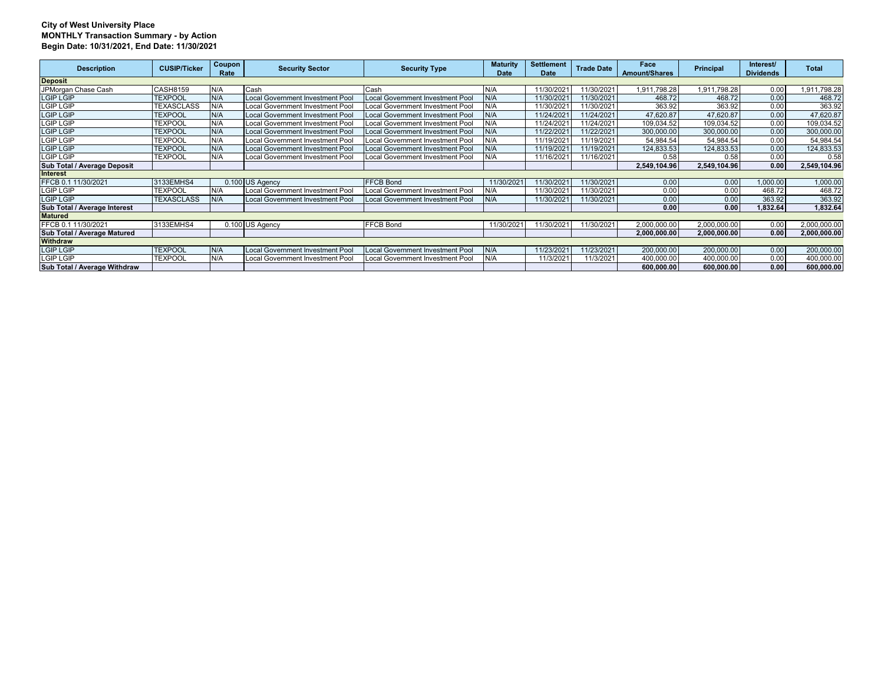**City of West University Place**
**MONTHLY Transaction Summary - by Action**
**Begin Date: 10/31/2021, End Date: 11/30/2021**

| Description | CUSIP/Ticker | Coupon Rate | Security Sector | Security Type | Maturity Date | Settlement Date | Trade Date | Face Amount/Shares | Principal | Interest/ Dividends | Total |
|---|---|---|---|---|---|---|---|---|---|---|---|
| **Deposit** | | | | | | | | | | | |
| JPMorgan Chase Cash | CASH8159 | N/A | Cash | Cash | N/A | 11/30/2021 | 11/30/2021 | 1,911,798.28 | 1,911,798.28 | 0.00 | 1,911,798.28 |
| LGIP LGIP | TEXPOOL | N/A | Local Government Investment Pool | Local Government Investment Pool | N/A | 11/30/2021 | 11/30/2021 | 468.72 | 468.72 | 0.00 | 468.72 |
| LGIP LGIP | TEXASCLASS | N/A | Local Government Investment Pool | Local Government Investment Pool | N/A | 11/30/2021 | 11/30/2021 | 363.92 | 363.92 | 0.00 | 363.92 |
| LGIP LGIP | TEXPOOL | N/A | Local Government Investment Pool | Local Government Investment Pool | N/A | 11/24/2021 | 11/24/2021 | 47,620.87 | 47,620.87 | 0.00 | 47,620.87 |
| LGIP LGIP | TEXPOOL | N/A | Local Government Investment Pool | Local Government Investment Pool | N/A | 11/24/2021 | 11/24/2021 | 109,034.52 | 109,034.52 | 0.00 | 109,034.52 |
| LGIP LGIP | TEXPOOL | N/A | Local Government Investment Pool | Local Government Investment Pool | N/A | 11/22/2021 | 11/22/2021 | 300,000.00 | 300,000.00 | 0.00 | 300,000.00 |
| LGIP LGIP | TEXPOOL | N/A | Local Government Investment Pool | Local Government Investment Pool | N/A | 11/19/2021 | 11/19/2021 | 54,984.54 | 54,984.54 | 0.00 | 54,984.54 |
| LGIP LGIP | TEXPOOL | N/A | Local Government Investment Pool | Local Government Investment Pool | N/A | 11/19/2021 | 11/19/2021 | 124,833.53 | 124,833.53 | 0.00 | 124,833.53 |
| LGIP LGIP | TEXPOOL | N/A | Local Government Investment Pool | Local Government Investment Pool | N/A | 11/16/2021 | 11/16/2021 | 0.58 | 0.58 | 0.00 | 0.58 |
| **Sub Total / Average Deposit** | | | | | | | | **2,549,104.96** | **2,549,104.96** | **0.00** | **2,549,104.96** |
| **Interest** | | | | | | | | | | | |
| FFCB 0.1 11/30/2021 | 3133EMHS4 | 0.100 | US Agency | FFCB Bond | 11/30/2021 | 11/30/2021 | 11/30/2021 | 0.00 | 0.00 | 1,000.00 | 1,000.00 |
| LGIP LGIP | TEXPOOL | N/A | Local Government Investment Pool | Local Government Investment Pool | N/A | 11/30/2021 | 11/30/2021 | 0.00 | 0.00 | 468.72 | 468.72 |
| LGIP LGIP | TEXASCLASS | N/A | Local Government Investment Pool | Local Government Investment Pool | N/A | 11/30/2021 | 11/30/2021 | 0.00 | 0.00 | 363.92 | 363.92 |
| **Sub Total / Average Interest** | | | | | | | | **0.00** | **0.00** | **1,832.64** | **1,832.64** |
| **Matured** | | | | | | | | | | | |
| FFCB 0.1 11/30/2021 | 3133EMHS4 | 0.100 | US Agency | FFCB Bond | 11/30/2021 | 11/30/2021 | 11/30/2021 | 2,000,000.00 | 2,000,000.00 | 0.00 | 2,000,000.00 |
| **Sub Total / Average Matured** | | | | | | | | **2,000,000.00** | **2,000,000.00** | **0.00** | **2,000,000.00** |
| **Withdraw** | | | | | | | | | | | |
| LGIP LGIP | TEXPOOL | N/A | Local Government Investment Pool | Local Government Investment Pool | N/A | 11/23/2021 | 11/23/2021 | 200,000.00 | 200,000.00 | 0.00 | 200,000.00 |
| LGIP LGIP | TEXPOOL | N/A | Local Government Investment Pool | Local Government Investment Pool | N/A | 11/3/2021 | 11/3/2021 | 400,000.00 | 400,000.00 | 0.00 | 400,000.00 |
| **Sub Total / Average Withdraw** | | | | | | | | **600,000.00** | **600,000.00** | **0.00** | **600,000.00** |